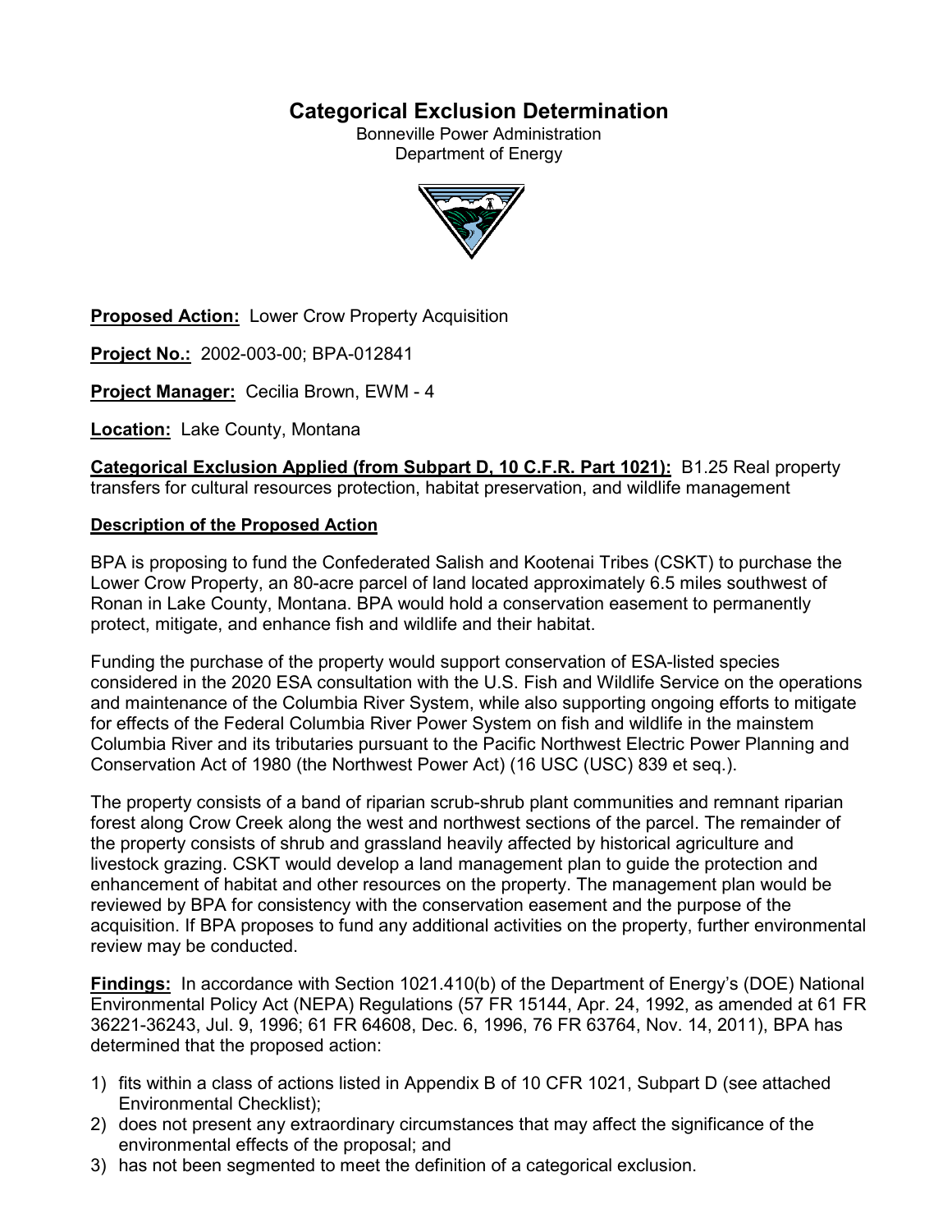# Categorical Exclusion Determination

Bonneville Power Administration
Department of Energy

**Proposed Action:** Lower Crow Property Acquisition

**Project No.:** 2002-003-00; BPA-012841

**Project Manager:** Cecilia Brown, EWM - 4

**Location:** Lake County, Montana

**Categorical Exclusion Applied (from Subpart D, 10 C.F.R. Part 1021):** B1.25 Real property transfers for cultural resources protection, habitat preservation, and wildlife management

**Description of the Proposed Action**

BPA is proposing to fund the Confederated Salish and Kootenai Tribes (CSKT) to purchase the Lower Crow Property, an 80-acre parcel of land located approximately 6.5 miles southwest of Ronan in Lake County, Montana. BPA would hold a conservation easement to permanently protect, mitigate, and enhance fish and wildlife and their habitat.

Funding the purchase of the property would support conservation of ESA-listed species considered in the 2020 ESA consultation with the U.S. Fish and Wildlife Service on the operations and maintenance of the Columbia River System, while also supporting ongoing efforts to mitigate for effects of the Federal Columbia River Power System on fish and wildlife in the mainstem Columbia River and its tributaries pursuant to the Pacific Northwest Electric Power Planning and Conservation Act of 1980 (the Northwest Power Act) (16 USC (USC) 839 et seq.).

The property consists of a band of riparian scrub-shrub plant communities and remnant riparian forest along Crow Creek along the west and northwest sections of the parcel. The remainder of the property consists of shrub and grassland heavily affected by historical agriculture and livestock grazing. CSKT would develop a land management plan to guide the protection and enhancement of habitat and other resources on the property. The management plan would be reviewed by BPA for consistency with the conservation easement and the purpose of the acquisition. If BPA proposes to fund any additional activities on the property, further environmental review may be conducted.

**Findings:** In accordance with Section 1021.410(b) of the Department of Energy's (DOE) National Environmental Policy Act (NEPA) Regulations (57 FR 15144, Apr. 24, 1992, as amended at 61 FR 36221-36243, Jul. 9, 1996; 61 FR 64608, Dec. 6, 1996, 76 FR 63764, Nov. 14, 2011), BPA has determined that the proposed action:

1) fits within a class of actions listed in Appendix B of 10 CFR 1021, Subpart D (see attached Environmental Checklist);
2) does not present any extraordinary circumstances that may affect the significance of the environmental effects of the proposal; and
3) has not been segmented to meet the definition of a categorical exclusion.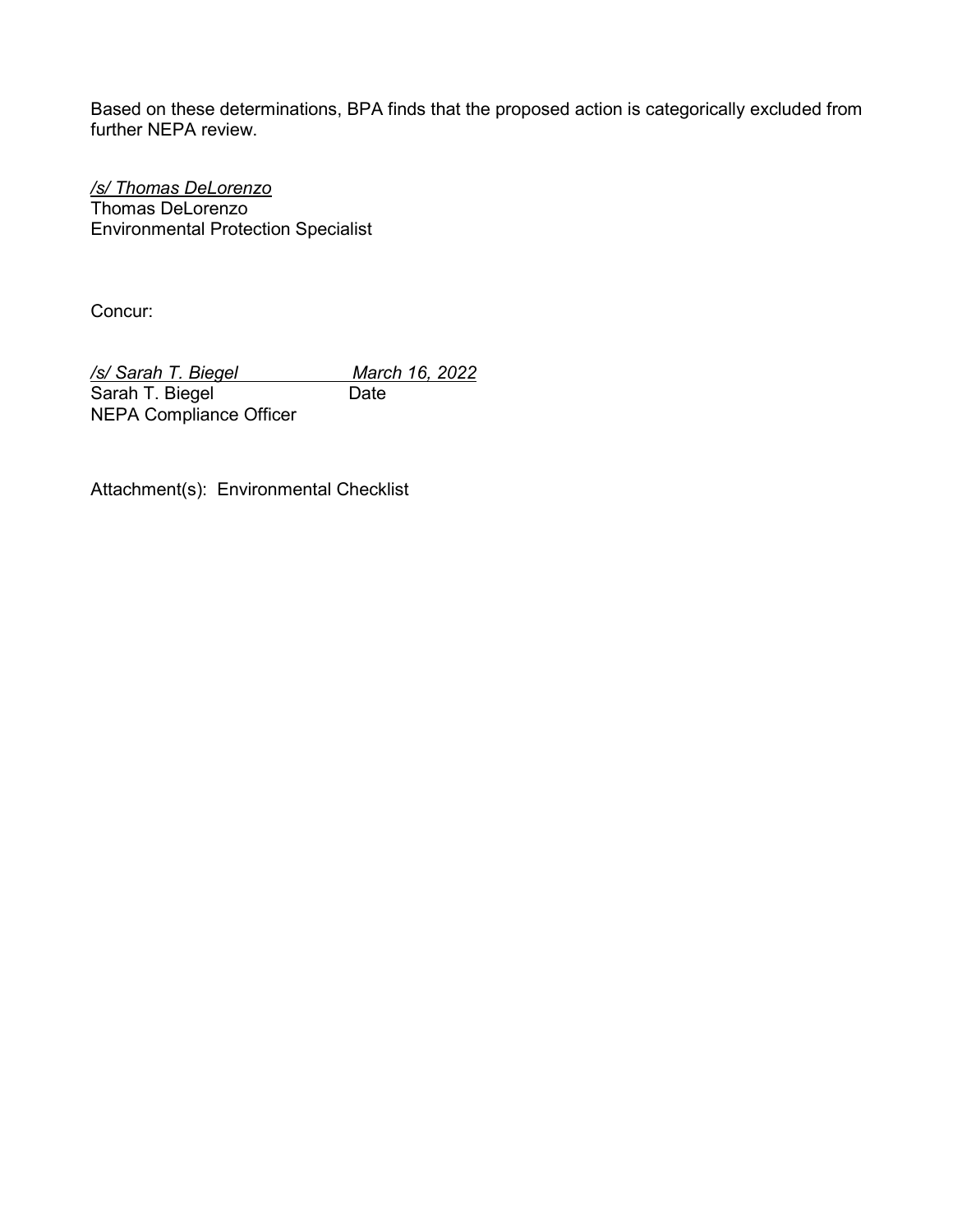Based on these determinations, BPA finds that the proposed action is categorically excluded from further NEPA review.

*/s/ Thomas DeLorenzo*
Thomas DeLorenzo
Environmental Protection Specialist

Concur:

*/s/ Sarah T. Biegel* *March 16, 2022*
Sarah T. Biegel Date
NEPA Compliance Officer

Attachment(s): Environmental Checklist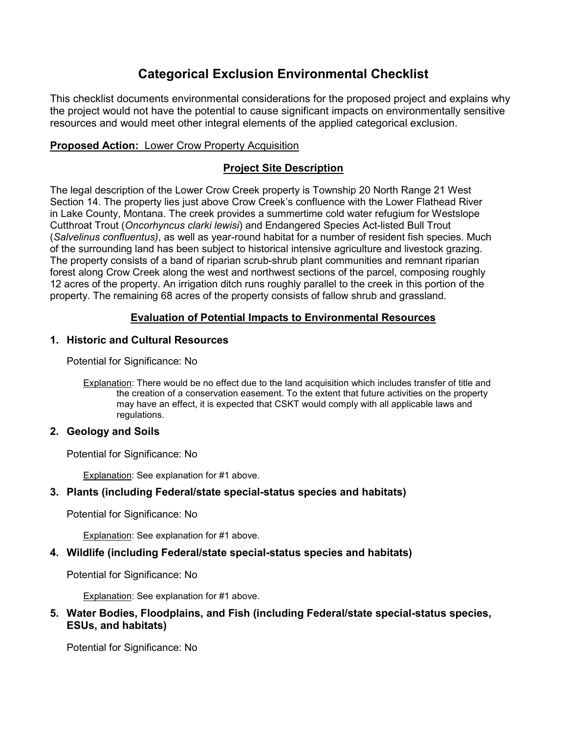# Categorical Exclusion Environmental Checklist

This checklist documents environmental considerations for the proposed project and explains why the project would not have the potential to cause significant impacts on environmentally sensitive resources and would meet other integral elements of the applied categorical exclusion.

**Proposed Action:** Lower Crow Property Acquisition

## Project Site Description

The legal description of the Lower Crow Creek property is Township 20 North Range 21 West Section 14. The property lies just above Crow Creek's confluence with the Lower Flathead River in Lake County, Montana. The creek provides a summertime cold water refugium for Westslope Cutthroat Trout (*Oncorhyncus clarki lewisi*) and Endangered Species Act-listed Bull Trout (*Salvelinus confluentus)*, as well as year-round habitat for a number of resident fish species. Much of the surrounding land has been subject to historical intensive agriculture and livestock grazing. The property consists of a band of riparian scrub-shrub plant communities and remnant riparian forest along Crow Creek along the west and northwest sections of the parcel, composing roughly 12 acres of the property. An irrigation ditch runs roughly parallel to the creek in this portion of the property. The remaining 68 acres of the property consists of fallow shrub and grassland.

## Evaluation of Potential Impacts to Environmental Resources

### 1. Historic and Cultural Resources

Potential for Significance: No

Explanation: There would be no effect due to the land acquisition which includes transfer of title and the creation of a conservation easement. To the extent that future activities on the property may have an effect, it is expected that CSKT would comply with all applicable laws and regulations.

### 2. Geology and Soils

Potential for Significance: No

Explanation: See explanation for #1 above.

### 3. Plants (including Federal/state special-status species and habitats)

Potential for Significance: No

Explanation: See explanation for #1 above.

### 4. Wildlife (including Federal/state special-status species and habitats)

Potential for Significance: No

Explanation: See explanation for #1 above.

### 5. Water Bodies, Floodplains, and Fish (including Federal/state special-status species, ESUs, and habitats)

Potential for Significance: No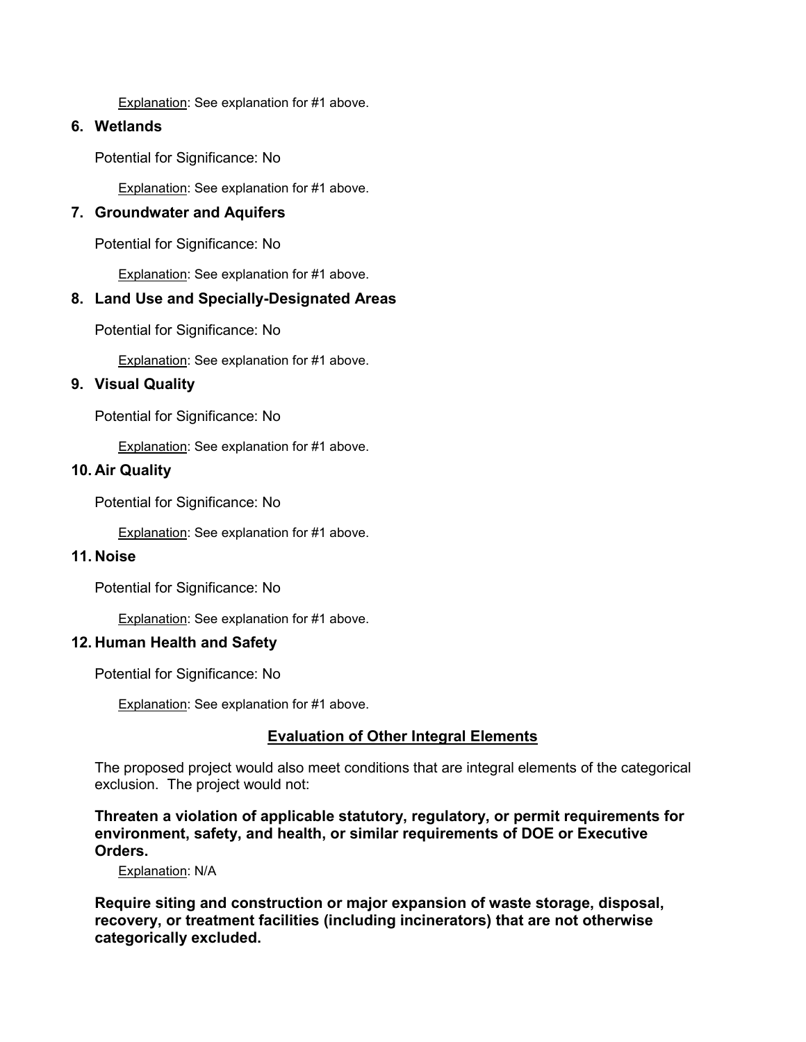Explanation: See explanation for #1 above.

### 6. Wetlands

Potential for Significance: No

Explanation: See explanation for #1 above.

### 7. Groundwater and Aquifers

Potential for Significance: No

Explanation: See explanation for #1 above.

### 8. Land Use and Specially-Designated Areas

Potential for Significance: No

Explanation: See explanation for #1 above.

### 9. Visual Quality

Potential for Significance: No

Explanation: See explanation for #1 above.

### 10. Air Quality

Potential for Significance: No

Explanation: See explanation for #1 above.

### 11. Noise

Potential for Significance: No

Explanation: See explanation for #1 above.

### 12. Human Health and Safety

Potential for Significance: No

Explanation: See explanation for #1 above.

## Evaluation of Other Integral Elements

The proposed project would also meet conditions that are integral elements of the categorical exclusion. The project would not:

**Threaten a violation of applicable statutory, regulatory, or permit requirements for environment, safety, and health, or similar requirements of DOE or Executive Orders.**

Explanation: N/A

**Require siting and construction or major expansion of waste storage, disposal, recovery, or treatment facilities (including incinerators) that are not otherwise categorically excluded.**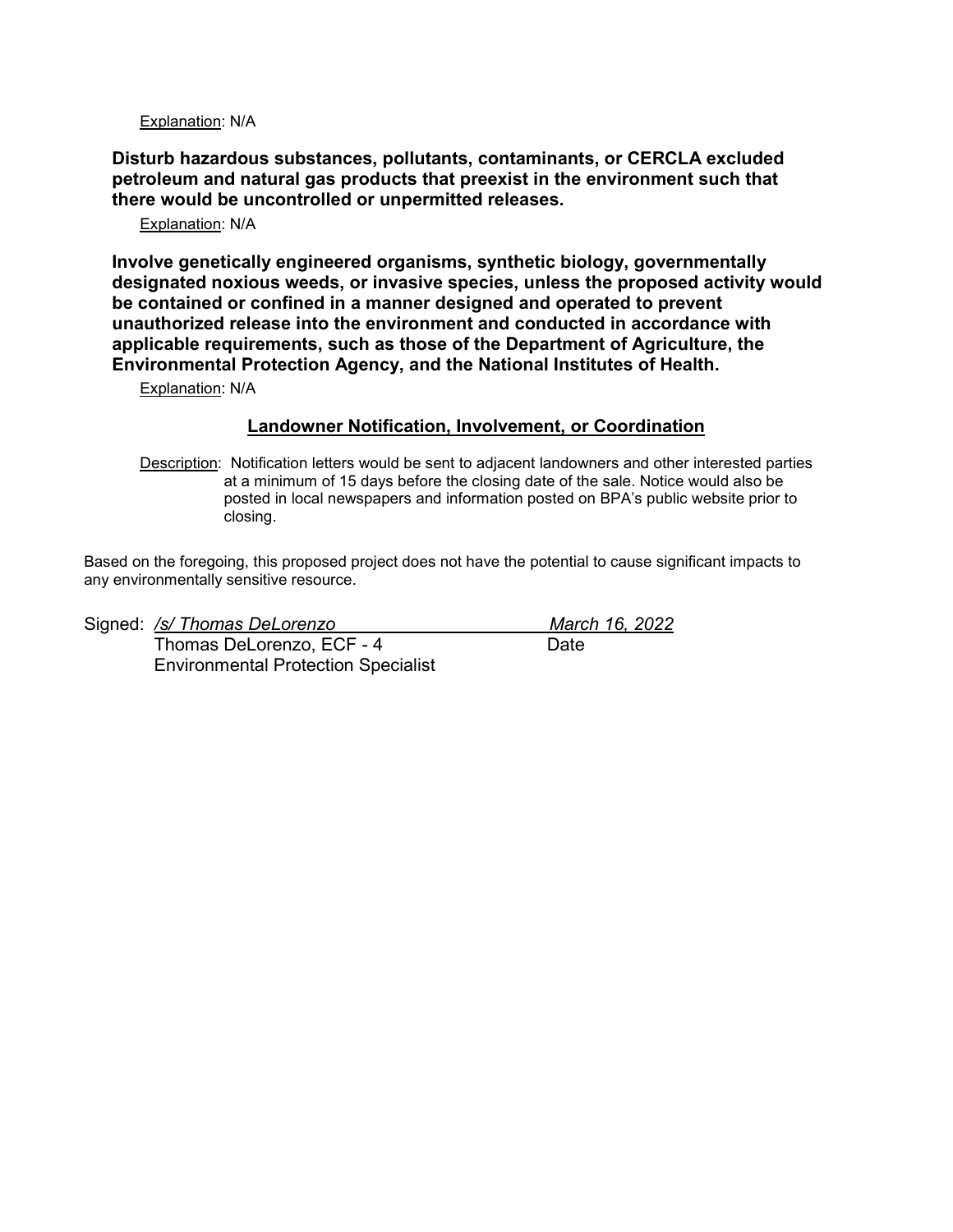Explanation: N/A

**Disturb hazardous substances, pollutants, contaminants, or CERCLA excluded petroleum and natural gas products that preexist in the environment such that there would be uncontrolled or unpermitted releases.**

Explanation: N/A

**Involve genetically engineered organisms, synthetic biology, governmentally designated noxious weeds, or invasive species, unless the proposed activity would be contained or confined in a manner designed and operated to prevent unauthorized release into the environment and conducted in accordance with applicable requirements, such as those of the Department of Agriculture, the Environmental Protection Agency, and the National Institutes of Health.**

Explanation: N/A

## Landowner Notification, Involvement, or Coordination

Description: Notification letters would be sent to adjacent landowners and other interested parties at a minimum of 15 days before the closing date of the sale. Notice would also be posted in local newspapers and information posted on BPA's public website prior to closing.

Based on the foregoing, this proposed project does not have the potential to cause significant impacts to any environmentally sensitive resource.

Signed: */s/ Thomas DeLorenzo* *March 16, 2022*
Thomas DeLorenzo, ECF - 4 Date
Environmental Protection Specialist